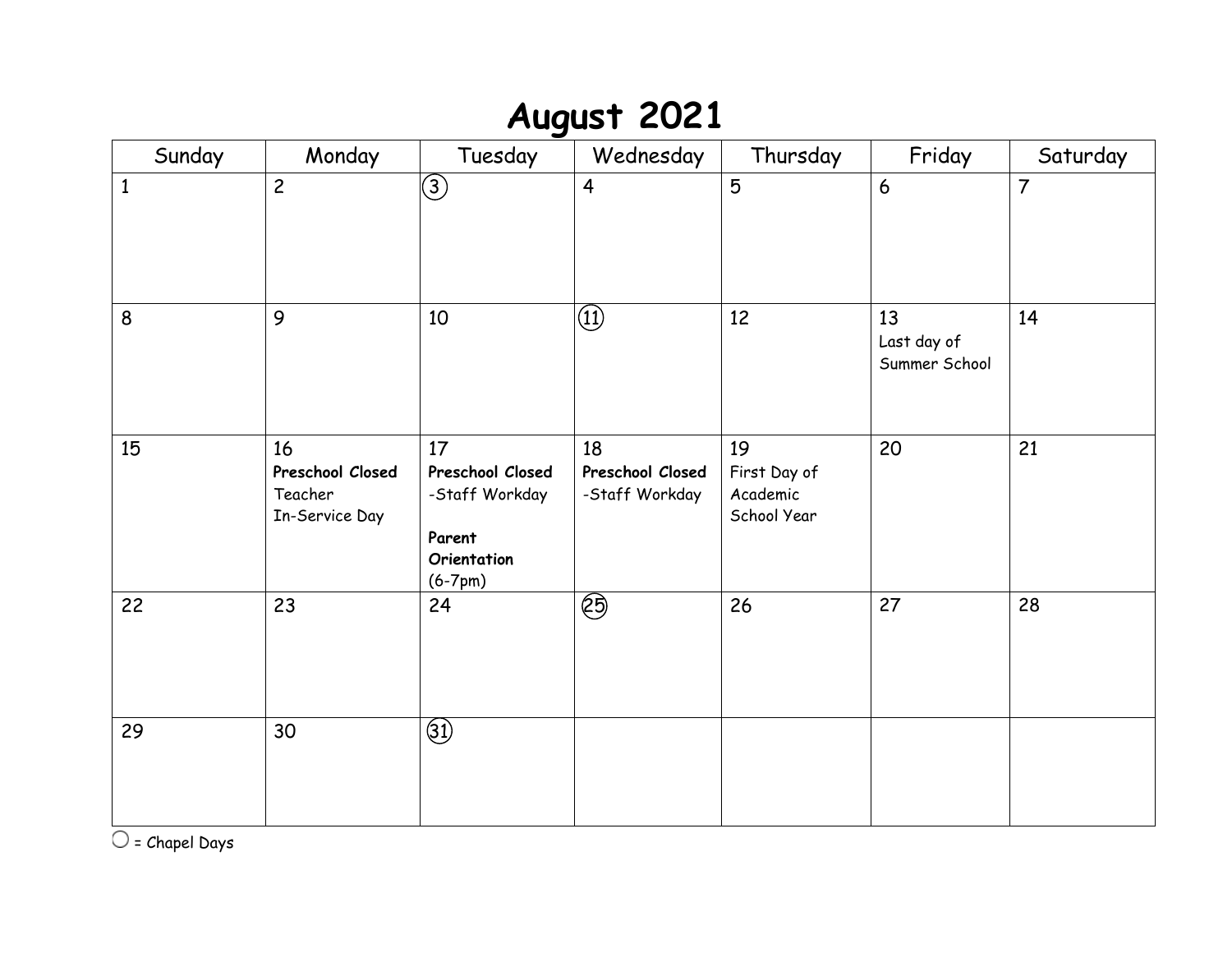# August 2021

| Sunday | Monday | Tuesday | Wednesday | Thursday | Friday | Saturday |
|---|---|---|---|---|---|---|
| 1 | 2 | (3) | 4 | 5 | 6 | 7 |
| 8 | 9 | 10 | (11) | 12 | 13<br>Last day of Summer School | 14 |
| 15 | 16<br>**Preschool Closed**<br>Teacher In-Service Day | 17<br>**Preschool Closed**<br>-Staff Workday<br><br>**Parent Orientation**<br>(6-7pm) | 18<br>**Preschool Closed**<br>-Staff Workday | 19<br>First Day of Academic School Year | 20 | 21 |
| 22 | 23 | 24 | (25) | 26 | 27 | 28 |
| 29 | 30 | (31) | | | | |

◯ = Chapel Days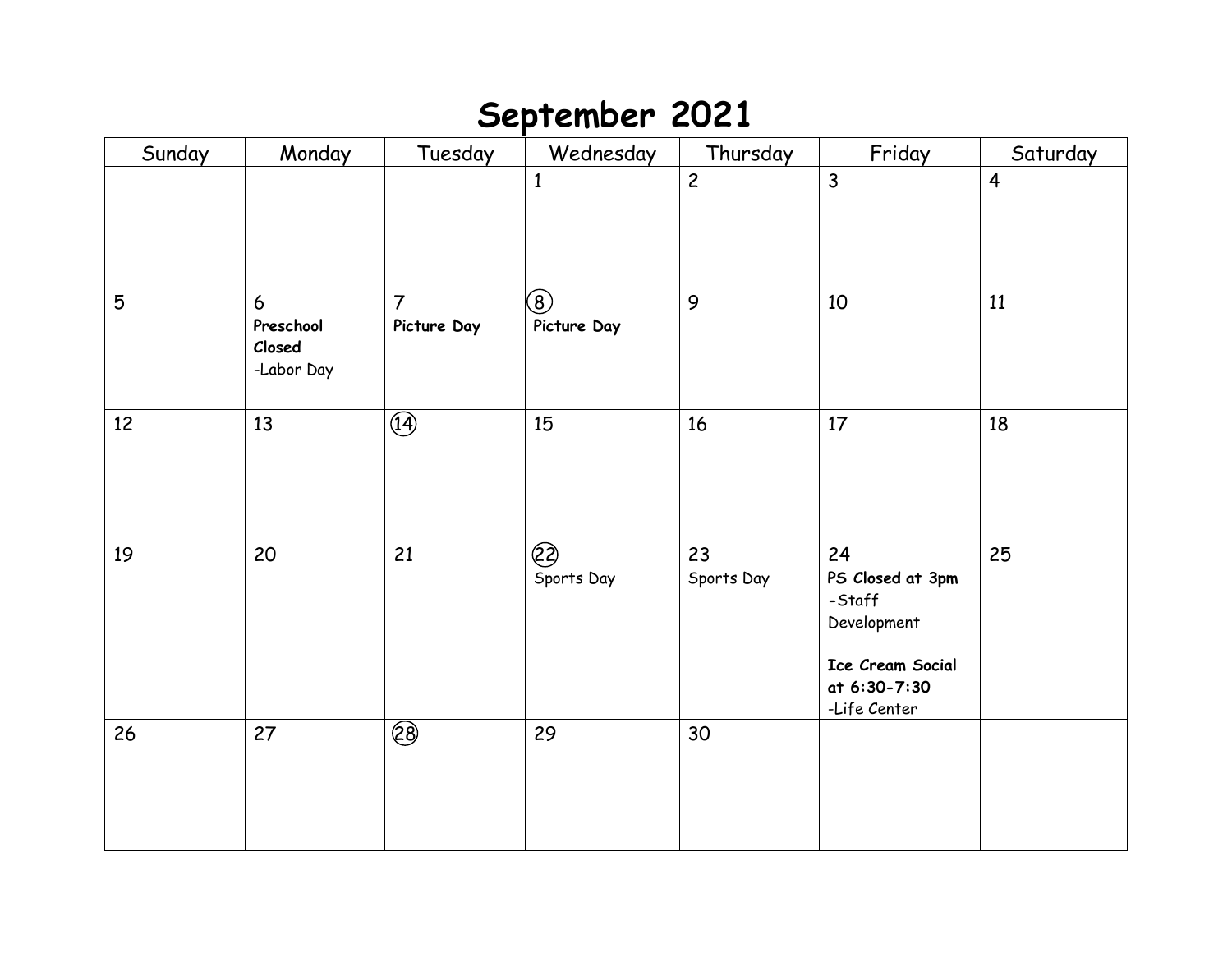# September 2021

| Sunday | Monday | Tuesday | Wednesday | Thursday | Friday | Saturday |
|---|---|---|---|---|---|---|
| | | | 1 | 2 | 3 | 4 |
| 5 | 6 **Preschool Closed** -Labor Day | 7 **Picture Day** | 8 **Picture Day** | 9 | 10 | 11 |
| 12 | 13 | 14 | 15 | 16 | 17 | 18 |
| 19 | 20 | 21 | 22 Sports Day | 23 Sports Day | 24 **PS Closed at 3pm** -Staff Development **Ice Cream Social at 6:30-7:30** -Life Center | 25 |
| 26 | 27 | 28 | 29 | 30 | | |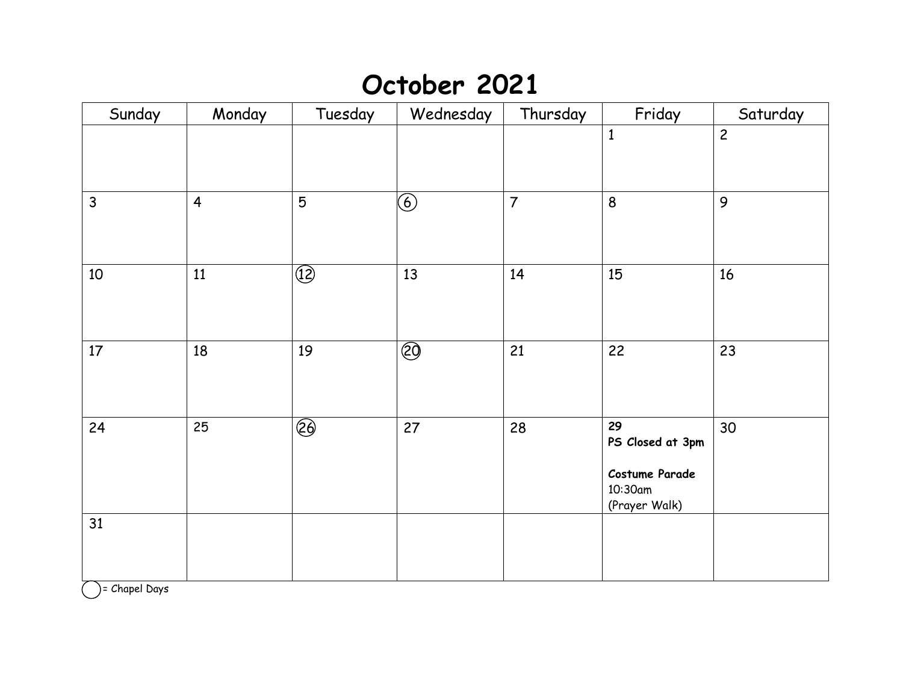# October 2021

| Sunday | Monday | Tuesday | Wednesday | Thursday | Friday | Saturday |
|---|---|---|---|---|---|---|
| | | | | | 1 | 2 |
| 3 | 4 | 5 | (6) | 7 | 8 | 9 |
| 10 | 11 | (12) | 13 | 14 | 15 | 16 |
| 17 | 18 | 19 | (20) | 21 | 22 | 23 |
| 24 | 25 | (26) | 27 | 28 | **29** **PS Closed at 3pm** **Costume Parade** 10:30am (Prayer Walk) | 30 |
| 31 | | | | | | |

◯ = Chapel Days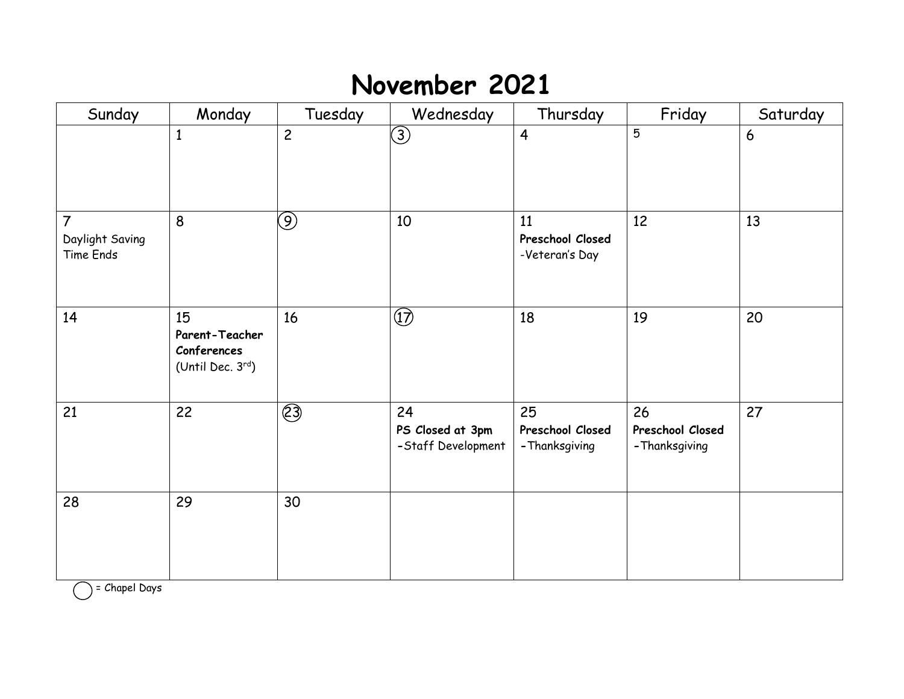# November 2021

| Sunday | Monday | Tuesday | Wednesday | Thursday | Friday | Saturday |
|---|---|---|---|---|---|---|
| | 1 | 2 | (3) | 4 | 5 | 6 |
| 7 Daylight Saving Time Ends | 8 | (9) | 10 | 11 **Preschool Closed** -Veteran's Day | 12 | 13 |
| 14 | 15 **Parent-Teacher Conferences** (Until Dec. 3rd) | 16 | (17) | 18 | 19 | 20 |
| 21 | 22 | (23) | 24 **PS Closed at 3pm** -Staff Development | 25 **Preschool Closed** -Thanksgiving | 26 **Preschool Closed** -Thanksgiving | 27 |
| 28 | 29 | 30 | | | | |

◯ = Chapel Days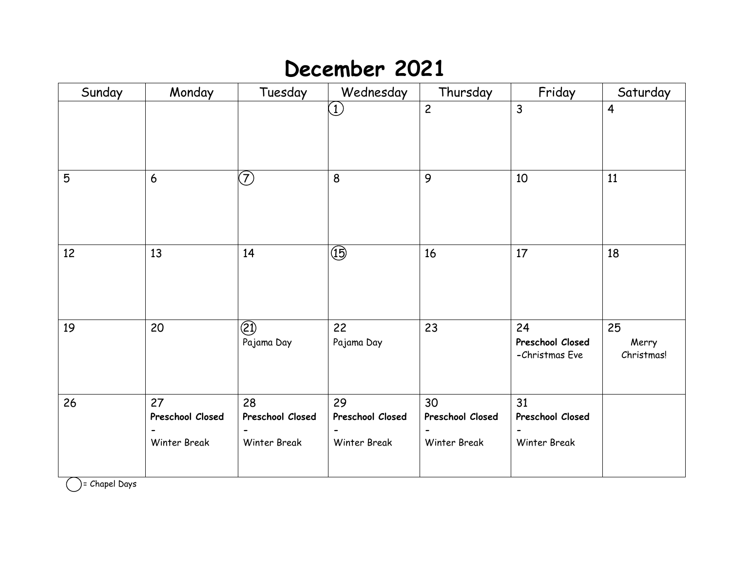# December 2021

| Sunday | Monday | Tuesday | Wednesday | Thursday | Friday | Saturday |
|---|---|---|---|---|---|---|
| | | | (1) | 2 | 3 | 4 |
| 5 | 6 | (7) | 8 | 9 | 10 | 11 |
| 12 | 13 | 14 | (15) | 16 | 17 | 18 |
| 19 | 20 | (21) Pajama Day | 22 Pajama Day | 23 | 24 **Preschool Closed** -Christmas Eve | 25 Merry Christmas! |
| 26 | 27 **Preschool Closed** - Winter Break | 28 **Preschool Closed** - Winter Break | 29 **Preschool Closed** - Winter Break | 30 **Preschool Closed** - Winter Break | 31 **Preschool Closed** - Winter Break | |

( ) = Chapel Days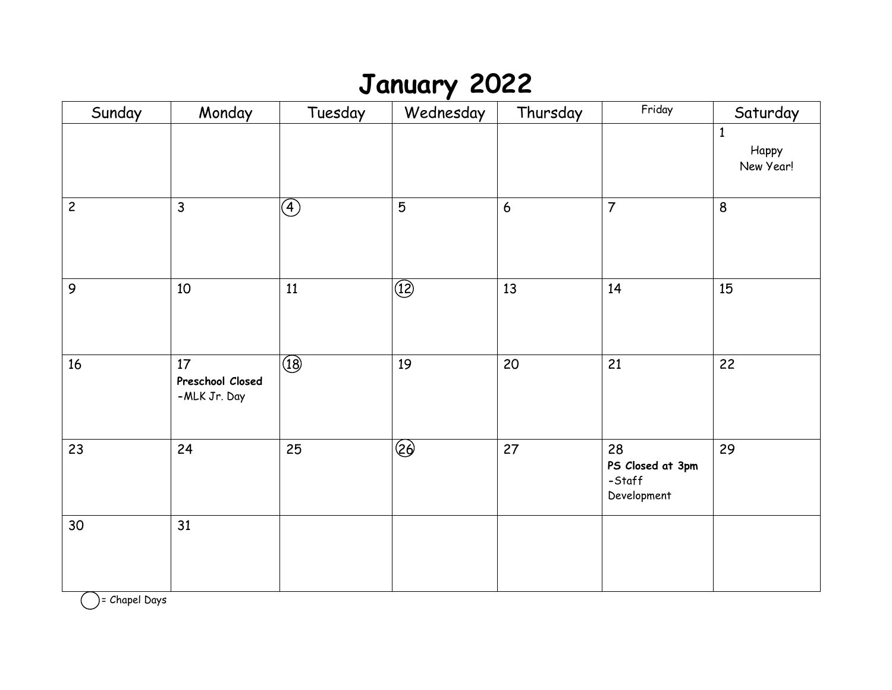# January 2022

| Sunday | Monday | Tuesday | Wednesday | Thursday | Friday | Saturday |
|---|---|---|---|---|---|---|
| | | | | | | 1 Happy New Year! |
| 2 | 3 | (4) | 5 | 6 | 7 | 8 |
| 9 | 10 | 11 | (12) | 13 | 14 | 15 |
| 16 | 17 **Preschool Closed** -MLK Jr. Day | (18) | 19 | 20 | 21 | 22 |
| 23 | 24 | 25 | (26) | 27 | 28 **PS Closed at 3pm** -Staff Development | 29 |
| 30 | 31 | | | | | |

( ) = Chapel Days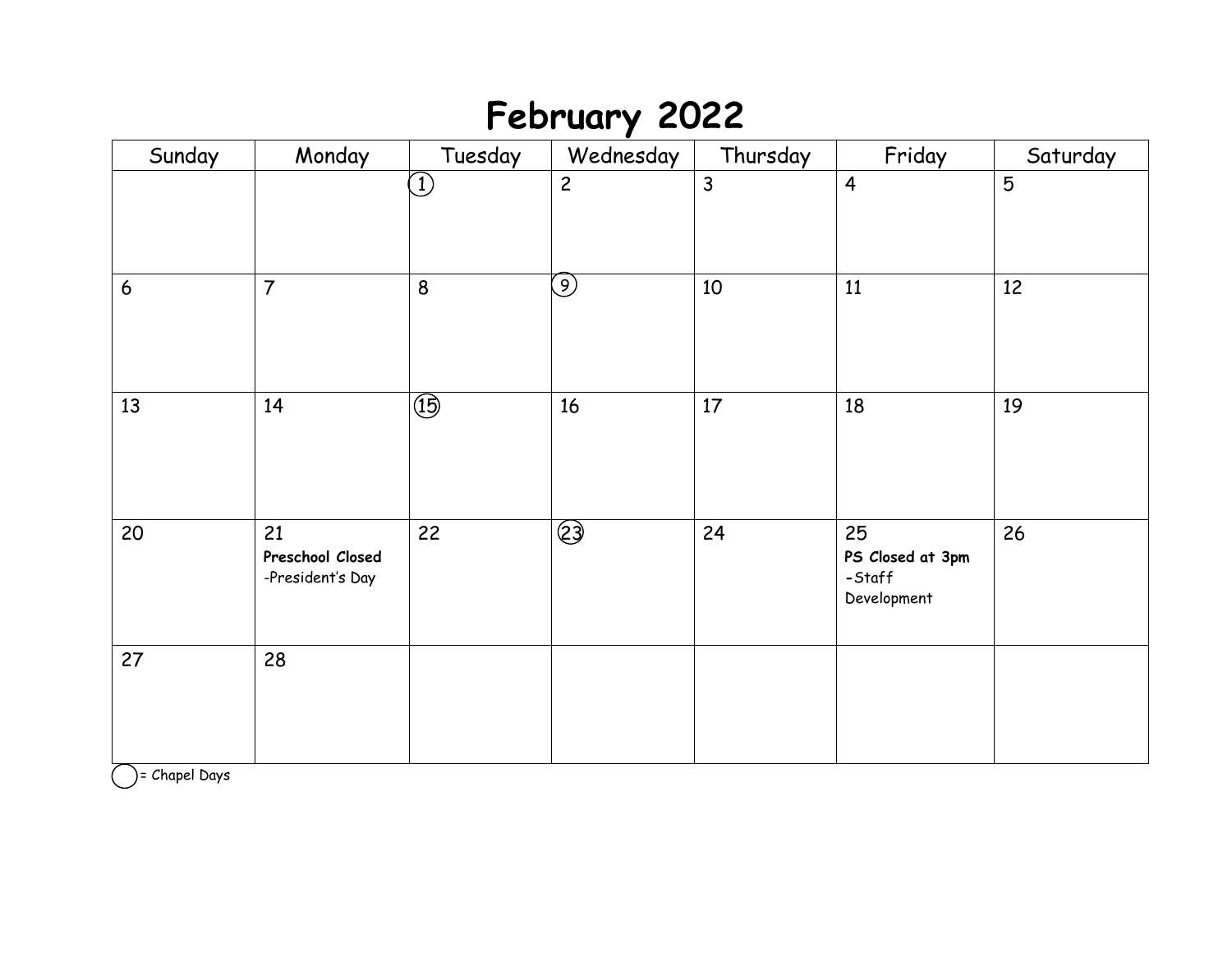# February 2022

| Sunday | Monday | Tuesday | Wednesday | Thursday | Friday | Saturday |
|---|---|---|---|---|---|---|
| | | (1) | 2 | 3 | 4 | 5 |
| 6 | 7 | 8 | (9) | 10 | 11 | 12 |
| 13 | 14 | (15) | 16 | 17 | 18 | 19 |
| 20 | 21 **Preschool Closed** -President's Day | 22 | (23) | 24 | 25 **PS Closed at 3pm** -Staff Development | 26 |
| 27 | 28 | | | | | |

( ) = Chapel Days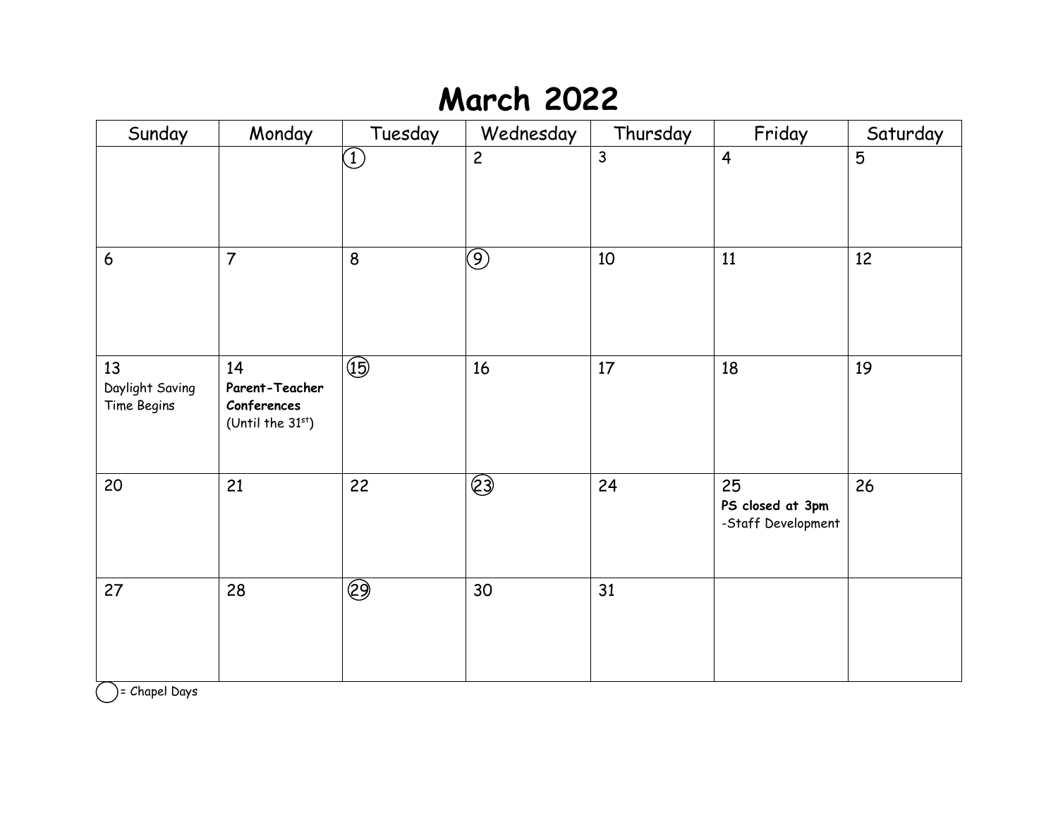# March 2022

| Sunday | Monday | Tuesday | Wednesday | Thursday | Friday | Saturday |
|---|---|---|---|---|---|---|
| | | (1) | 2 | 3 | 4 | 5 |
| 6 | 7 | 8 | (9) | 10 | 11 | 12 |
| 13 Daylight Saving Time Begins | 14 **Parent-Teacher Conferences** (Until the 31st) | (15) | 16 | 17 | 18 | 19 |
| 20 | 21 | 22 | (23) | 24 | 25 **PS closed at 3pm** -Staff Development | 26 |
| 27 | 28 | (29) | 30 | 31 | | |

( ) = Chapel Days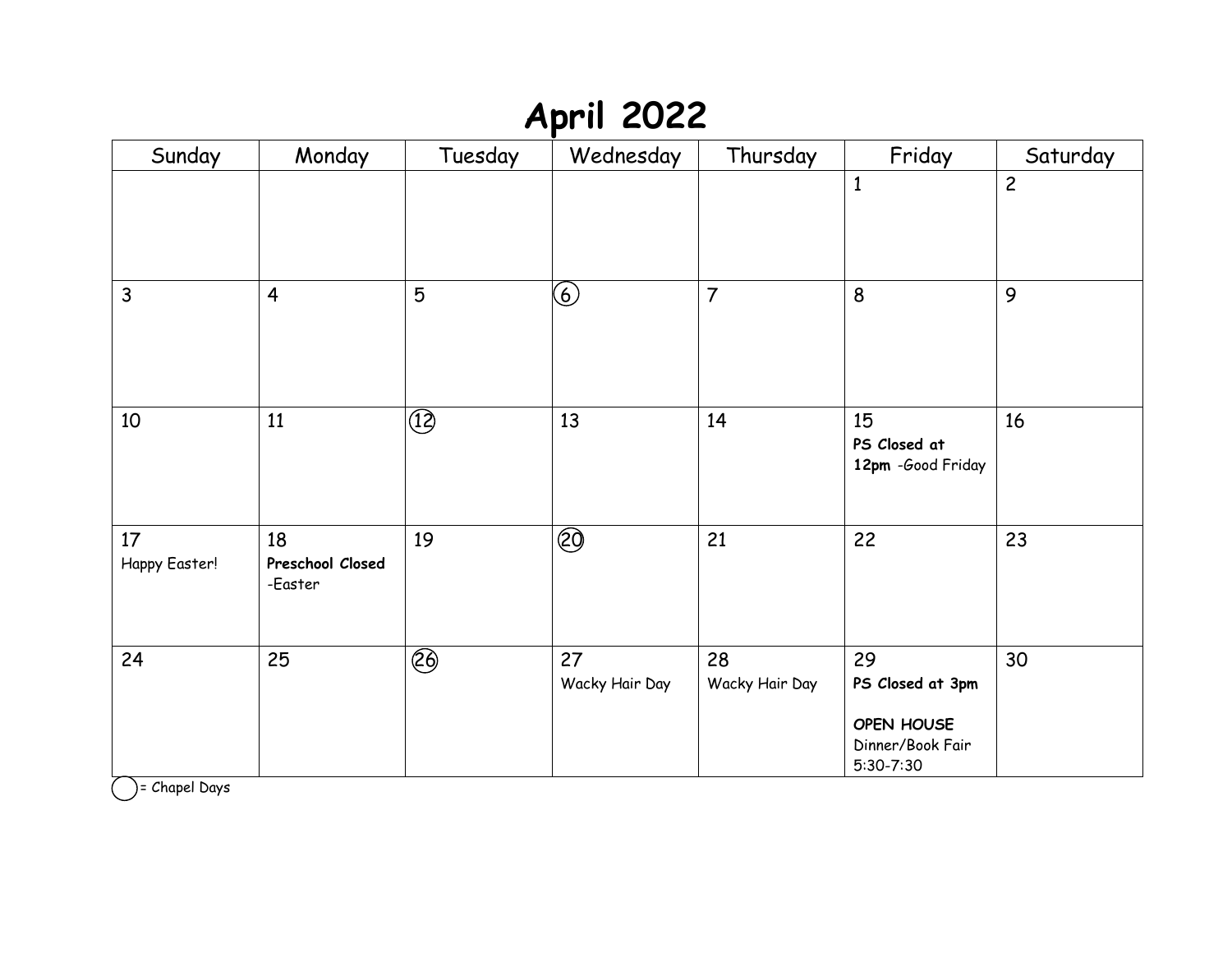# April 2022

| Sunday | Monday | Tuesday | Wednesday | Thursday | Friday | Saturday |
|---|---|---|---|---|---|---|
| | | | | | 1 | 2 |
| 3 | 4 | 5 | (6) | 7 | 8 | 9 |
| 10 | 11 | (12) | 13 | 14 | 15 **PS Closed at 12pm** -Good Friday | 16 |
| 17 Happy Easter! | 18 **Preschool Closed** -Easter | 19 | (20) | 21 | 22 | 23 |
| 24 | 25 | (26) | 27 Wacky Hair Day | 28 Wacky Hair Day | 29 **PS Closed at 3pm** **OPEN HOUSE** Dinner/Book Fair 5:30-7:30 | 30 |

( ) = Chapel Days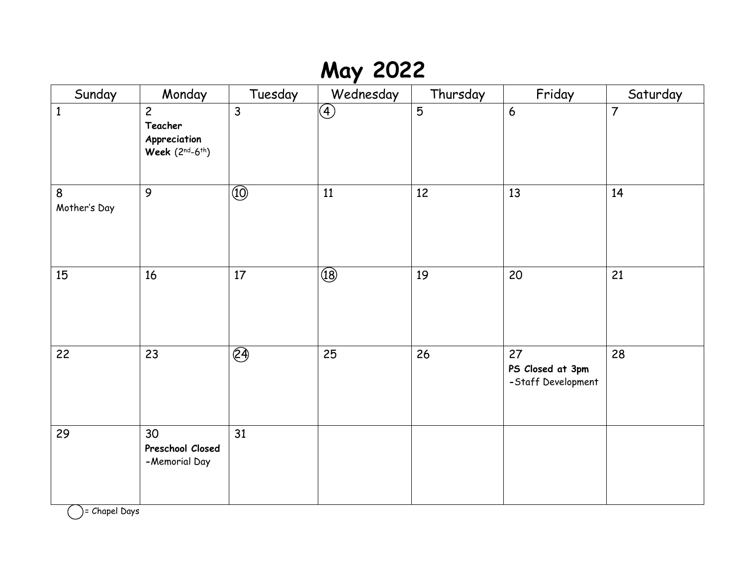# May 2022

| Sunday | Monday | Tuesday | Wednesday | Thursday | Friday | Saturday |
|---|---|---|---|---|---|---|
| 1 | 2 **Teacher Appreciation Week** (2nd-6th) | 3 | (4) | 5 | 6 | 7 |
| 8 Mother's Day | 9 | (10) | 11 | 12 | 13 | 14 |
| 15 | 16 | 17 | (18) | 19 | 20 | 21 |
| 22 | 23 | (24) | 25 | 26 | 27 **PS Closed at 3pm** -Staff Development | 28 |
| 29 | 30 **Preschool Closed** -Memorial Day | 31 | | | | |

◯ = Chapel Days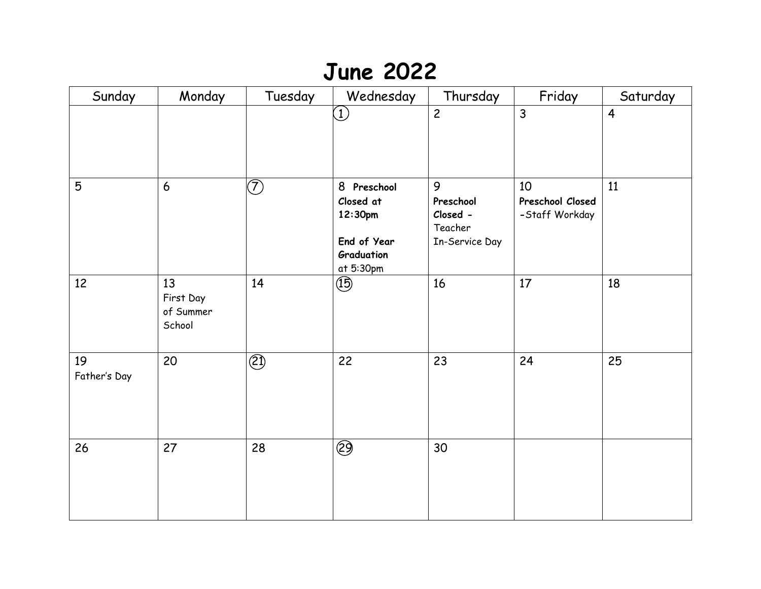# June 2022

| Sunday | Monday | Tuesday | Wednesday | Thursday | Friday | Saturday |
|---|---|---|---|---|---|---|
| | | | 1 | 2 | 3 | 4 |
| 5 | 6 | 7 | 8 **Preschool Closed at 12:30pm** **End of Year Graduation** at 5:30pm | 9 **Preschool Closed -** Teacher In-Service Day | 10 **Preschool Closed** -Staff Workday | 11 |
| 12 | 13 First Day of Summer School | 14 | 15 | 16 | 17 | 18 |
| 19 Father's Day | 20 | 21 | 22 | 23 | 24 | 25 |
| 26 | 27 | 28 | 29 | 30 | | |